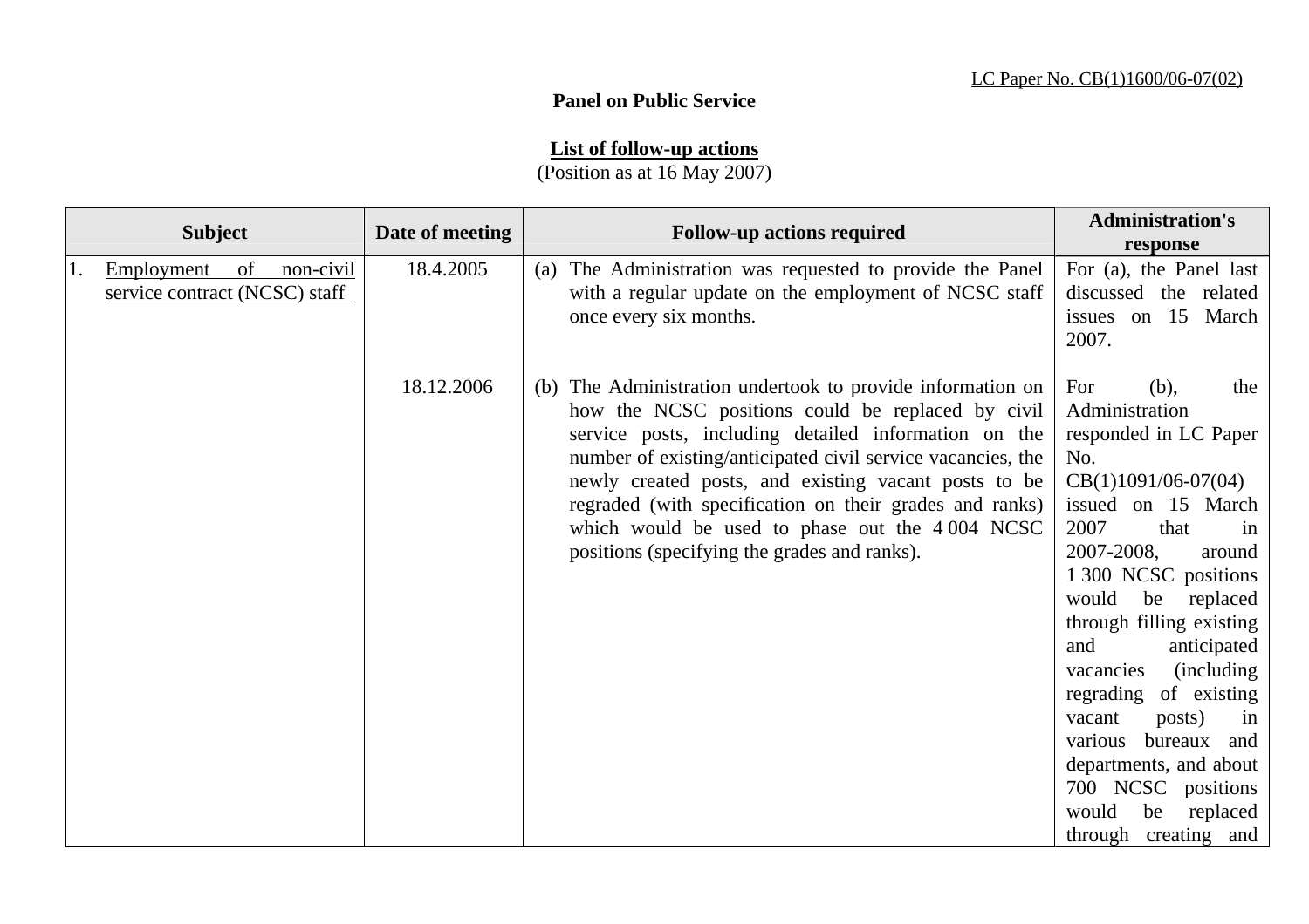LC Paper No. CB(1)1600/06-07(02)

**Panel on Public Service**

**List of follow-up actions**
(Position as at 16 May 2007)

| Subject | Date of meeting | Follow-up actions required | Administration's response |
|---|---|---|---|
| 1. Employment of non-civil service contract (NCSC) staff | 18.4.2005 | (a) The Administration was requested to provide the Panel with a regular update on the employment of NCSC staff once every six months. | For (a), the Panel last discussed the related issues on 15 March 2007. |
| | 18.12.2006 | (b) The Administration undertook to provide information on how the NCSC positions could be replaced by civil service posts, including detailed information on the number of existing/anticipated civil service vacancies, the newly created posts, and existing vacant posts to be regraded (with specification on their grades and ranks) which would be used to phase out the 4 004 NCSC positions (specifying the grades and ranks). | For (b), the Administration responded in LC Paper No. CB(1)1091/06-07(04) issued on 15 March 2007 that in 2007-2008, around 1 300 NCSC positions would be replaced through filling existing and anticipated vacancies (including regrading of existing vacant posts) in various bureaux and departments, and about 700 NCSC positions would be replaced through creating and |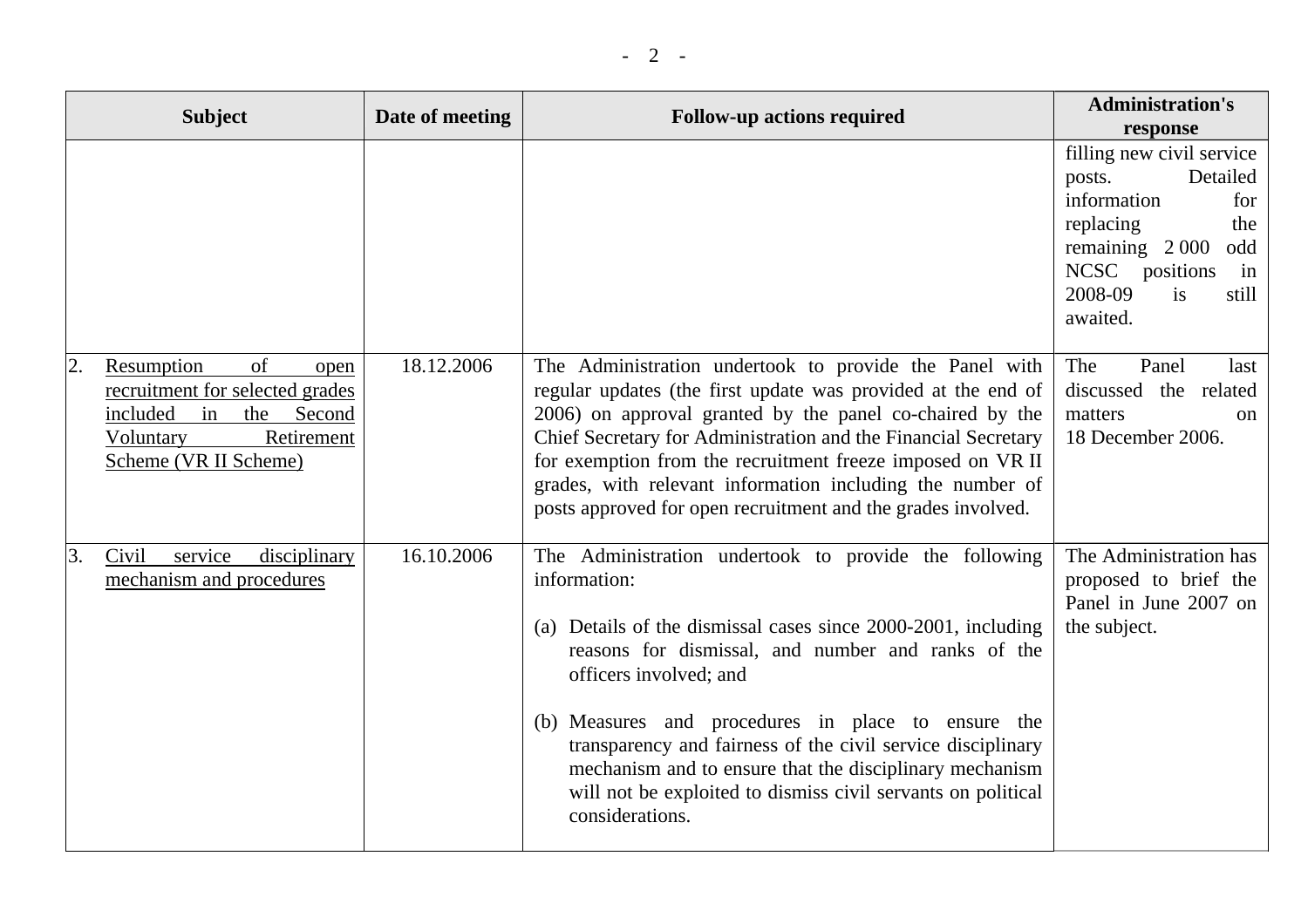| Subject | Date of meeting | Follow-up actions required | Administration's response |
|---|---|---|---|
| | | | filling new civil service posts. Detailed information for replacing the remaining 2 000 odd NCSC positions in 2008-09 is still awaited. |
| 2. Resumption of open recruitment for selected grades included in the Second Voluntary Retirement Scheme (VR II Scheme) | 18.12.2006 | The Administration undertook to provide the Panel with regular updates (the first update was provided at the end of 2006) on approval granted by the panel co-chaired by the Chief Secretary for Administration and the Financial Secretary for exemption from the recruitment freeze imposed on VR II grades, with relevant information including the number of posts approved for open recruitment and the grades involved. | The Panel last discussed the related matters on 18 December 2006. |
| 3. Civil service disciplinary mechanism and procedures | 16.10.2006 | The Administration undertook to provide the following information:<br><br>(a) Details of the dismissal cases since 2000-2001, including reasons for dismissal, and number and ranks of the officers involved; and<br><br>(b) Measures and procedures in place to ensure the transparency and fairness of the civil service disciplinary mechanism and to ensure that the disciplinary mechanism will not be exploited to dismiss civil servants on political considerations. | The Administration has proposed to brief the Panel in June 2007 on the subject. |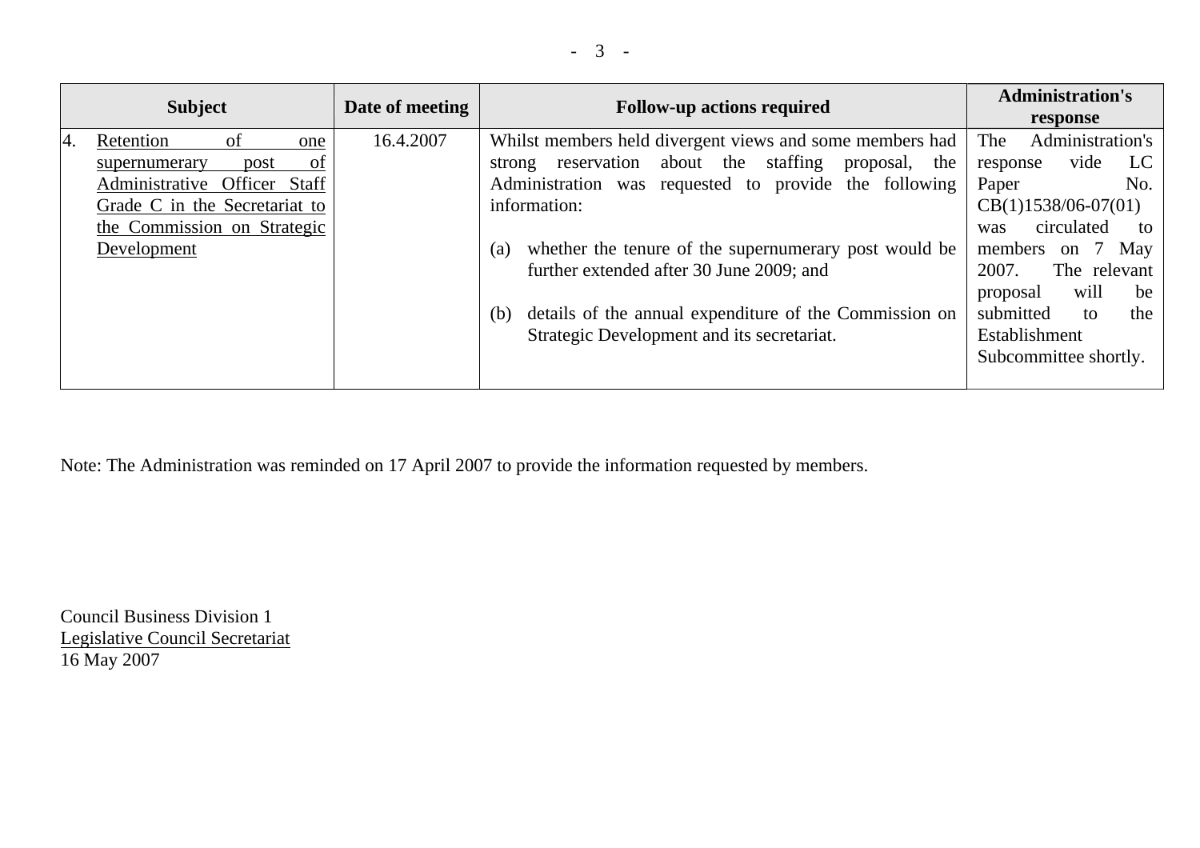| Subject | Date of meeting | Follow-up actions required | Administration's response |
|---|---|---|---|
| 4. Retention of one supernumerary post of Administrative Officer Staff Grade C in the Secretariat to the Commission on Strategic Development | 16.4.2007 | Whilst members held divergent views and some members had strong reservation about the staffing proposal, the Administration was requested to provide the following information:<br><br>(a) whether the tenure of the supernumerary post would be further extended after 30 June 2009; and<br><br>(b) details of the annual expenditure of the Commission on Strategic Development and its secretariat. | The Administration's response vide LC Paper No. CB(1)1538/06-07(01) was circulated to members on 7 May 2007. The relevant proposal will be submitted to the Establishment Subcommittee shortly. |

Note: The Administration was reminded on 17 April 2007 to provide the information requested by members.

Council Business Division 1
Legislative Council Secretariat
16 May 2007